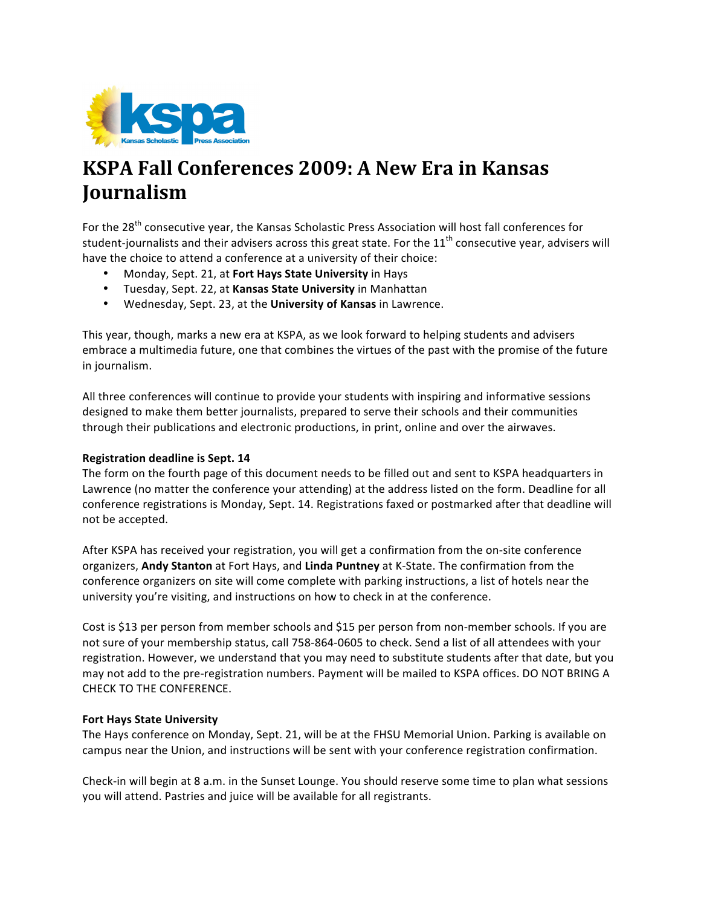# KSPA Fall Conferences 2009: A New Era in Kansas Journalism

For the 28th consecutive year, the Kansas Scholastic Press Association will host fall conferences for student-journalists and their advisers across this great state. For the 11th consecutive year, advisers will have the choice to attend a conference at a university of their choice:

- Monday, Sept. 21, at **Fort Hays State University** in Hays
- Tuesday, Sept. 22, at **Kansas State University** in Manhattan
- Wednesday, Sept. 23, at the **University of Kansas** in Lawrence.

This year, though, marks a new era at KSPA, as we look forward to helping students and advisers embrace a multimedia future, one that combines the virtues of the past with the promise of the future in journalism.

All three conferences will continue to provide your students with inspiring and informative sessions designed to make them better journalists, prepared to serve their schools and their communities through their publications and electronic productions, in print, online and over the airwaves.

**Registration deadline is Sept. 14**

The form on the fourth page of this document needs to be filled out and sent to KSPA headquarters in Lawrence (no matter the conference your attending) at the address listed on the form. Deadline for all conference registrations is Monday, Sept. 14. Registrations faxed or postmarked after that deadline will not be accepted.

After KSPA has received your registration, you will get a confirmation from the on-site conference organizers, **Andy Stanton** at Fort Hays, and **Linda Puntney** at K-State. The confirmation from the conference organizers on site will come complete with parking instructions, a list of hotels near the university you're visiting, and instructions on how to check in at the conference.

Cost is $13 per person from member schools and $15 per person from non-member schools. If you are not sure of your membership status, call 758-864-0605 to check. Send a list of all attendees with your registration. However, we understand that you may need to substitute students after that date, but you may not add to the pre-registration numbers. Payment will be mailed to KSPA offices. DO NOT BRING A CHECK TO THE CONFERENCE.

**Fort Hays State University**

The Hays conference on Monday, Sept. 21, will be at the FHSU Memorial Union. Parking is available on campus near the Union, and instructions will be sent with your conference registration confirmation.

Check-in will begin at 8 a.m. in the Sunset Lounge. You should reserve some time to plan what sessions you will attend. Pastries and juice will be available for all registrants.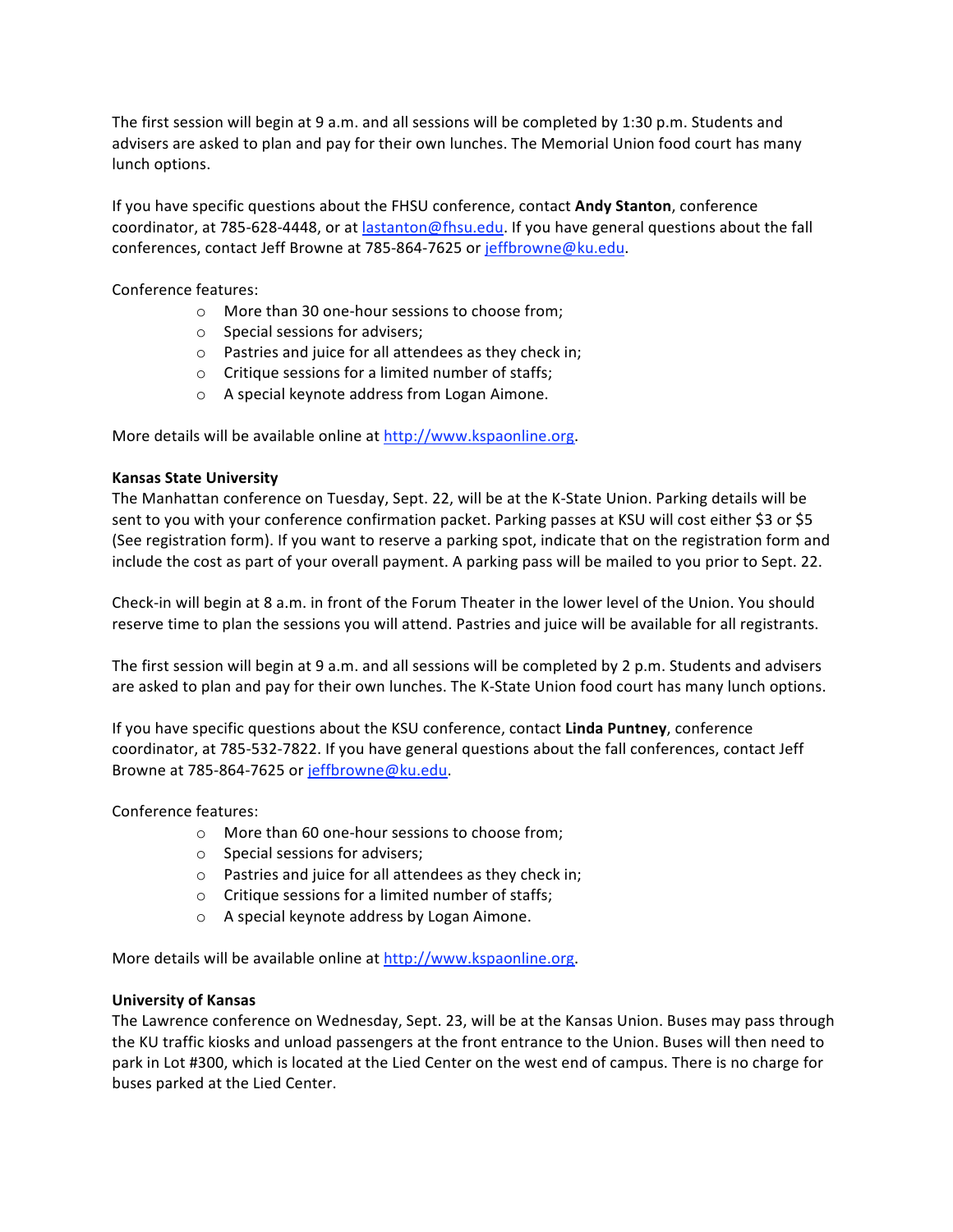The first session will begin at 9 a.m. and all sessions will be completed by 1:30 p.m. Students and advisers are asked to plan and pay for their own lunches. The Memorial Union food court has many lunch options.

If you have specific questions about the FHSU conference, contact **Andy Stanton**, conference coordinator, at 785-628-4448, or at lastanton@fhsu.edu. If you have general questions about the fall conferences, contact Jeff Browne at 785-864-7625 or jeffbrowne@ku.edu.

Conference features:

- More than 30 one-hour sessions to choose from;
- Special sessions for advisers;
- Pastries and juice for all attendees as they check in;
- Critique sessions for a limited number of staffs;
- A special keynote address from Logan Aimone.

More details will be available online at http://www.kspaonline.org.

**Kansas State University**

The Manhattan conference on Tuesday, Sept. 22, will be at the K-State Union. Parking details will be sent to you with your conference confirmation packet. Parking passes at KSU will cost either $3 or $5 (See registration form). If you want to reserve a parking spot, indicate that on the registration form and include the cost as part of your overall payment. A parking pass will be mailed to you prior to Sept. 22.

Check-in will begin at 8 a.m. in front of the Forum Theater in the lower level of the Union. You should reserve time to plan the sessions you will attend. Pastries and juice will be available for all registrants.

The first session will begin at 9 a.m. and all sessions will be completed by 2 p.m. Students and advisers are asked to plan and pay for their own lunches. The K-State Union food court has many lunch options.

If you have specific questions about the KSU conference, contact **Linda Puntney**, conference coordinator, at 785-532-7822. If you have general questions about the fall conferences, contact Jeff Browne at 785-864-7625 or jeffbrowne@ku.edu.

Conference features:

- More than 60 one-hour sessions to choose from;
- Special sessions for advisers;
- Pastries and juice for all attendees as they check in;
- Critique sessions for a limited number of staffs;
- A special keynote address by Logan Aimone.

More details will be available online at http://www.kspaonline.org.

**University of Kansas**

The Lawrence conference on Wednesday, Sept. 23, will be at the Kansas Union. Buses may pass through the KU traffic kiosks and unload passengers at the front entrance to the Union. Buses will then need to park in Lot #300, which is located at the Lied Center on the west end of campus. There is no charge for buses parked at the Lied Center.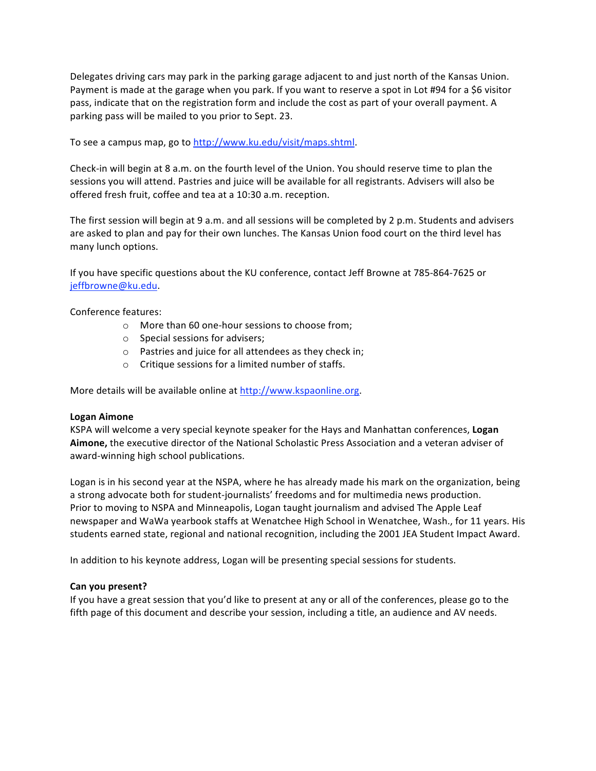Delegates driving cars may park in the parking garage adjacent to and just north of the Kansas Union. Payment is made at the garage when you park. If you want to reserve a spot in Lot #94 for a $6 visitor pass, indicate that on the registration form and include the cost as part of your overall payment. A parking pass will be mailed to you prior to Sept. 23.

To see a campus map, go to http://www.ku.edu/visit/maps.shtml.

Check-in will begin at 8 a.m. on the fourth level of the Union. You should reserve time to plan the sessions you will attend. Pastries and juice will be available for all registrants. Advisers will also be offered fresh fruit, coffee and tea at a 10:30 a.m. reception.

The first session will begin at 9 a.m. and all sessions will be completed by 2 p.m. Students and advisers are asked to plan and pay for their own lunches. The Kansas Union food court on the third level has many lunch options.

If you have specific questions about the KU conference, contact Jeff Browne at 785-864-7625 or jeffbrowne@ku.edu.

Conference features:

- More than 60 one-hour sessions to choose from;
- Special sessions for advisers;
- Pastries and juice for all attendees as they check in;
- Critique sessions for a limited number of staffs.

More details will be available online at http://www.kspaonline.org.

**Logan Aimone**

KSPA will welcome a very special keynote speaker for the Hays and Manhattan conferences, **Logan Aimone,** the executive director of the National Scholastic Press Association and a veteran adviser of award-winning high school publications.

Logan is in his second year at the NSPA, where he has already made his mark on the organization, being a strong advocate both for student-journalists' freedoms and for multimedia news production. Prior to moving to NSPA and Minneapolis, Logan taught journalism and advised The Apple Leaf newspaper and WaWa yearbook staffs at Wenatchee High School in Wenatchee, Wash., for 11 years. His students earned state, regional and national recognition, including the 2001 JEA Student Impact Award.

In addition to his keynote address, Logan will be presenting special sessions for students.

**Can you present?**

If you have a great session that you'd like to present at any or all of the conferences, please go to the fifth page of this document and describe your session, including a title, an audience and AV needs.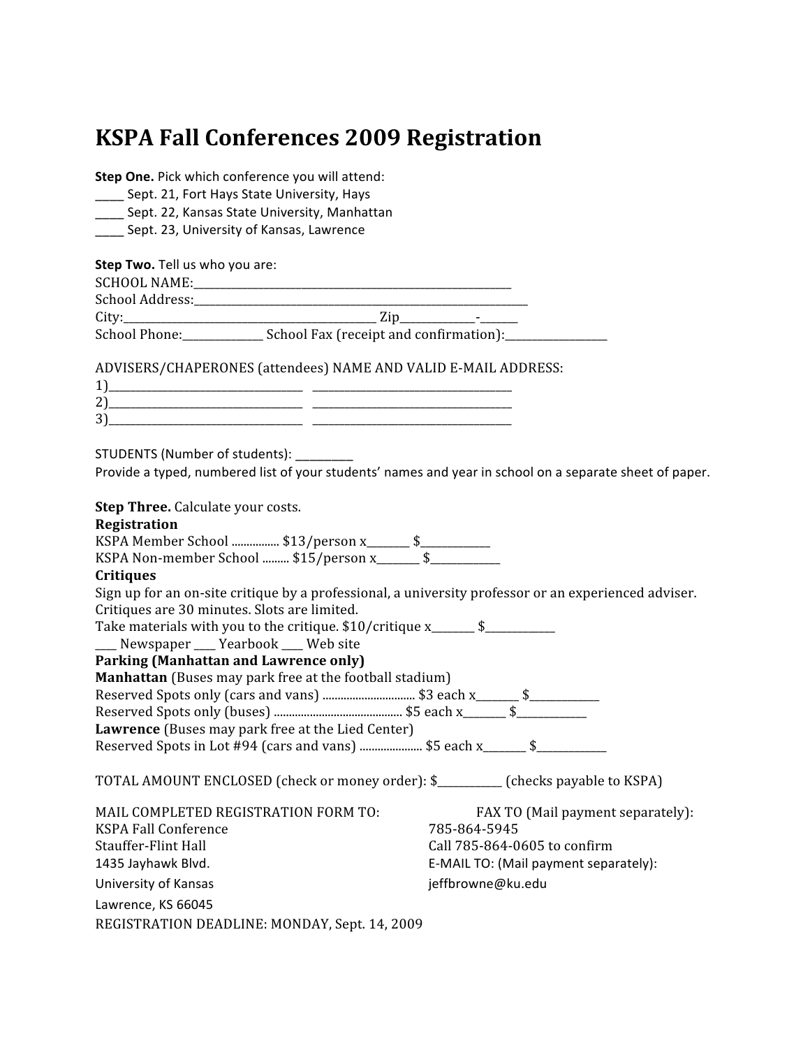# KSPA Fall Conferences 2009 Registration

**Step One.** Pick which conference you will attend:
____ Sept. 21, Fort Hays State University, Hays
____ Sept. 22, Kansas State University, Manhattan
____ Sept. 23, University of Kansas, Lawrence

**Step Two.** Tell us who you are:
SCHOOL NAME:____________________________________________________
School Address:_____________________________________________________
City:_________________________________________ Zip___________-______
School Phone:_____________ School Fax (receipt and confirmation):________________

ADVISERS/CHAPERONES (attendees) NAME AND VALID E-MAIL ADDRESS:
1)________________________________ _________________________________
2)________________________________ _________________________________
3)________________________________ _________________________________

STUDENTS (Number of students): _________
Provide a typed, numbered list of your students' names and year in school on a separate sheet of paper.

**Step Three.** Calculate your costs.
**Registration**
KSPA Member School ................ $13/person x_______ $___________
KSPA Non-member School ......... $15/person x_______ $___________
**Critiques**
Sign up for an on-site critique by a professional, a university professor or an experienced adviser. Critiques are 30 minutes. Slots are limited.
Take materials with you to the critique. $10/critique x_______ $___________
___ Newspaper ___ Yearbook ___ Web site
**Parking (Manhattan and Lawrence only)**
**Manhattan** (Buses may park free at the football stadium)
Reserved Spots only (cars and vans) .............................. $3 each x_______ $___________
Reserved Spots only (buses) .......................................... $5 each x_______ $___________
**Lawrence** (Buses may park free at the Lied Center)
Reserved Spots in Lot #94 (cars and vans) .................... $5 each x_______ $___________

TOTAL AMOUNT ENCLOSED (check or money order): $__________ (checks payable to KSPA)

MAIL COMPLETED REGISTRATION FORM TO:
KSPA Fall Conference
Stauffer-Flint Hall
1435 Jayhawk Blvd.
University of Kansas
Lawrence, KS 66045

FAX TO (Mail payment separately):
785-864-5945
Call 785-864-0605 to confirm
E-MAIL TO: (Mail payment separately):
jeffbrowne@ku.edu

REGISTRATION DEADLINE: MONDAY, Sept. 14, 2009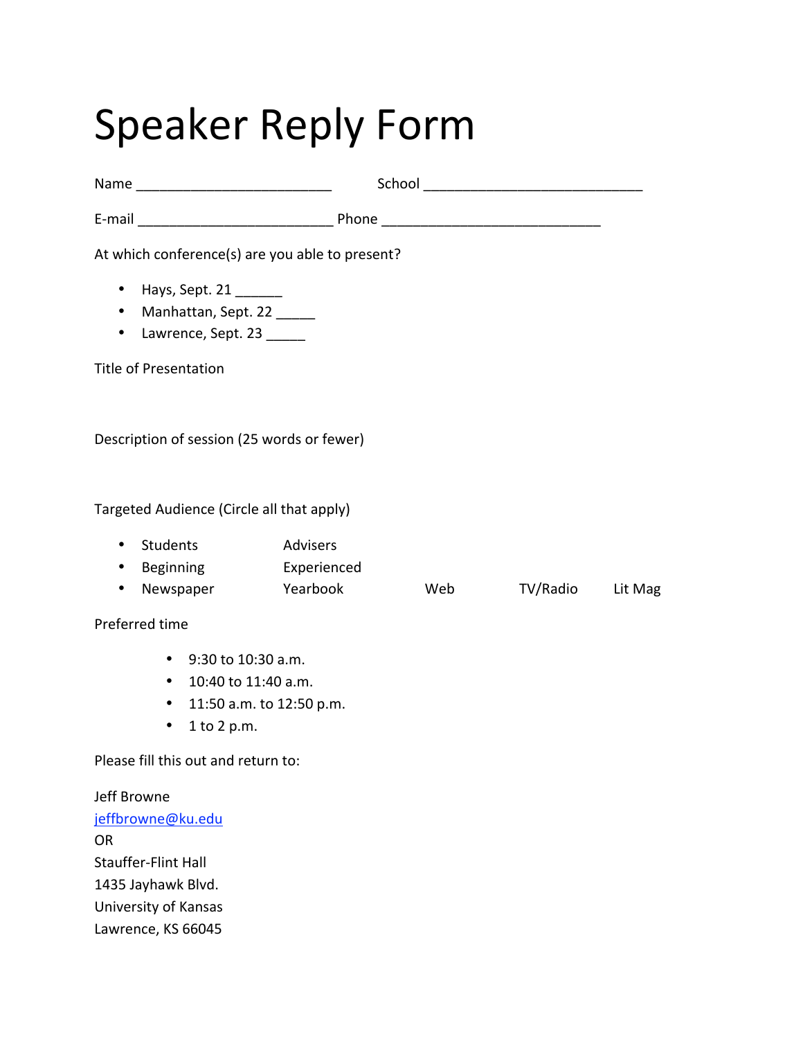# Speaker Reply Form

Name _________________________ School ____________________________

E-mail _________________________ Phone ____________________________

At which conference(s) are you able to present?

- Hays, Sept. 21 ______
- Manhattan, Sept. 22 _____
- Lawrence, Sept. 23 _____

Title of Presentation

Description of session (25 words or fewer)

Targeted Audience (Circle all that apply)

- Students Advisers
- Beginning Experienced
- Newspaper Yearbook Web TV/Radio Lit Mag

Preferred time

- 9:30 to 10:30 a.m.
- 10:40 to 11:40 a.m.
- 11:50 a.m. to 12:50 p.m.
- 1 to 2 p.m.

Please fill this out and return to:

Jeff Browne
jeffbrowne@ku.edu
OR
Stauffer-Flint Hall
1435 Jayhawk Blvd.
University of Kansas
Lawrence, KS 66045